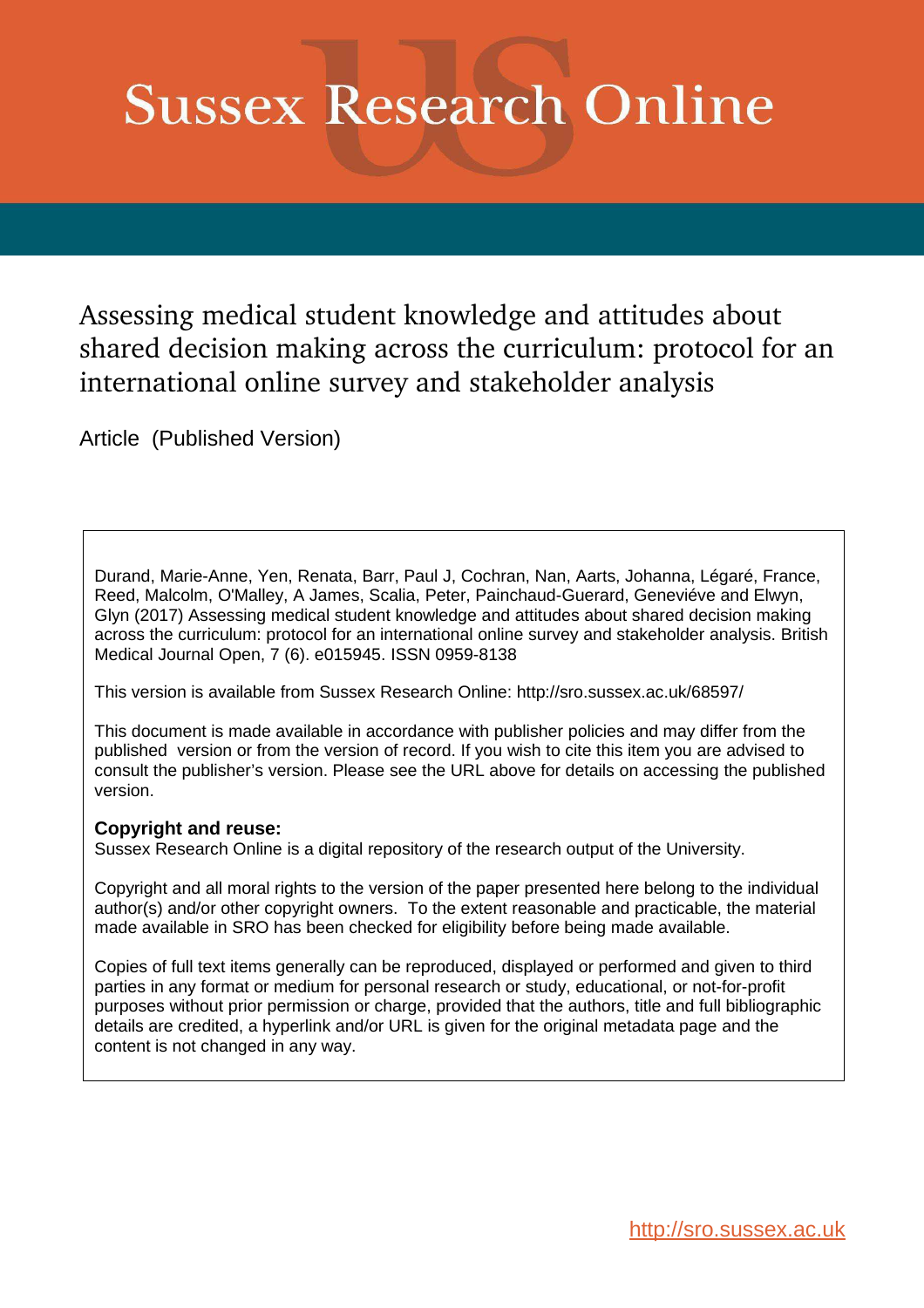# Sussex Research Online

## Assessing medical student knowledge and attitudes about shared decision making across the curriculum: protocol for an international online survey and stakeholder analysis

Article (Published Version)

Durand, Marie-Anne, Yen, Renata, Barr, Paul J, Cochran, Nan, Aarts, Johanna, Légaré, France, Reed, Malcolm, O'Malley, A James, Scalia, Peter, Painchaud-Guerard, Geneviéve and Elwyn, Glyn (2017) Assessing medical student knowledge and attitudes about shared decision making across the curriculum: protocol for an international online survey and stakeholder analysis. British Medical Journal Open, 7 (6). e015945. ISSN 0959-8138

This version is available from Sussex Research Online: http://sro.sussex.ac.uk/68597/

This document is made available in accordance with publisher policies and may differ from the published version or from the version of record. If you wish to cite this item you are advised to consult the publisher's version. Please see the URL above for details on accessing the published version.

**Copyright and reuse:**
Sussex Research Online is a digital repository of the research output of the University.

Copyright and all moral rights to the version of the paper presented here belong to the individual author(s) and/or other copyright owners. To the extent reasonable and practicable, the material made available in SRO has been checked for eligibility before being made available.

Copies of full text items generally can be reproduced, displayed or performed and given to third parties in any format or medium for personal research or study, educational, or not-for-profit purposes without prior permission or charge, provided that the authors, title and full bibliographic details are credited, a hyperlink and/or URL is given for the original metadata page and the content is not changed in any way.

http://sro.sussex.ac.uk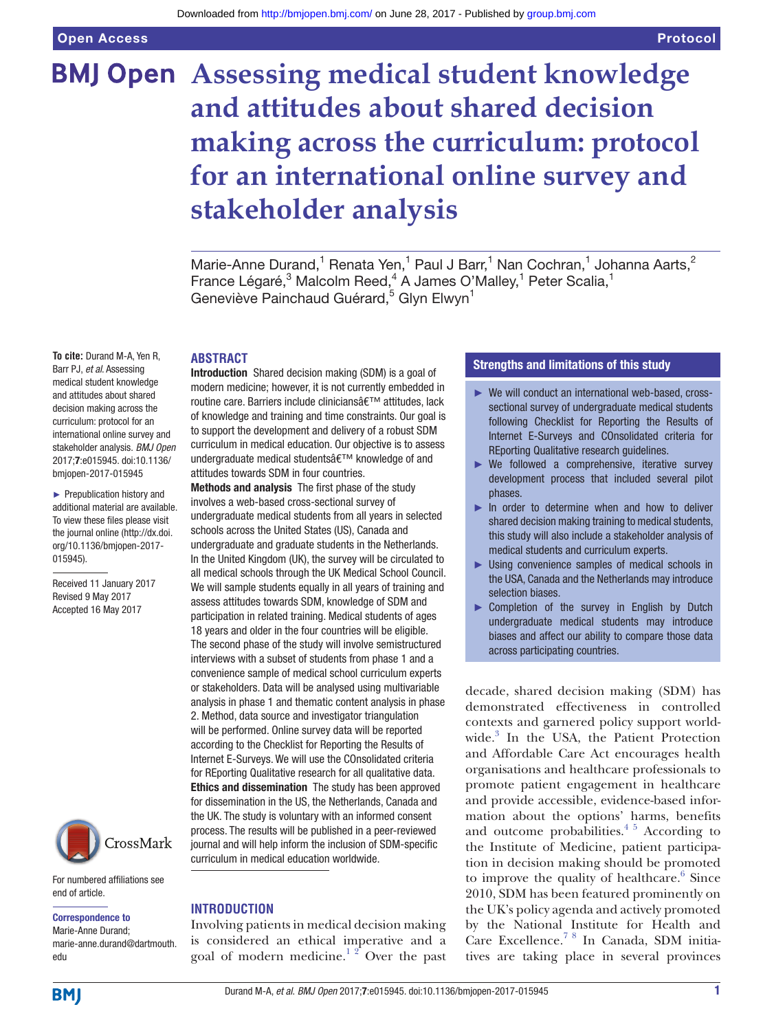# Assessing medical student knowledge and attitudes about shared decision making across the curriculum: protocol for an international online survey and stakeholder analysis

Marie-Anne Durand,[1] Renata Yen,[1] Paul J Barr,[1] Nan Cochran,[1] Johanna Aarts,[2] France Légaré,[3] Malcolm Reed,[4] A James O'Malley,[1] Peter Scalia,[1] Geneviève Painchaud Guérard,[5] Glyn Elwyn[1]

**To cite:** Durand M-A, Yen R, Barr PJ, *et al*. Assessing medical student knowledge and attitudes about shared decision making across the curriculum: protocol for an international online survey and stakeholder analysis. *BMJ Open* 2017;**7**:e015945. doi:10.1136/bmjopen-2017-015945

► Prepublication history and additional material are available. To view these files please visit the journal online (http://dx.doi.org/10.1136/bmjopen-2017-015945).

Received 11 January 2017
Revised 9 May 2017
Accepted 16 May 2017

For numbered affiliations see end of article.

**Correspondence to**
Marie-Anne Durand; marie-anne.durand@dartmouth.edu

## ABSTRACT

**Introduction** Shared decision making (SDM) is a goal of modern medicine; however, it is not currently embedded in routine care. Barriers include cliniciansâ€™ attitudes, lack of knowledge and training and time constraints. Our goal is to support the development and delivery of a robust SDM curriculum in medical education. Our objective is to assess undergraduate medical studentsâ€™ knowledge of and attitudes towards SDM in four countries.

**Methods and analysis** The first phase of the study involves a web-based cross-sectional survey of undergraduate medical students from all years in selected schools across the United States (US), Canada and undergraduate and graduate students in the Netherlands. In the United Kingdom (UK), the survey will be circulated to all medical schools through the UK Medical School Council. We will sample students equally in all years of training and assess attitudes towards SDM, knowledge of SDM and participation in related training. Medical students of ages 18 years and older in the four countries will be eligible. The second phase of the study will involve semistructured interviews with a subset of students from phase 1 and a convenience sample of medical school curriculum experts or stakeholders. Data will be analysed using multivariable analysis in phase 1 and thematic content analysis in phase 2. Method, data source and investigator triangulation will be performed. Online survey data will be reported according to the Checklist for Reporting the Results of Internet E-Surveys. We will use the COnsolidated criteria for REporting Qualitative research for all qualitative data.

**Ethics and dissemination** The study has been approved for dissemination in the US, the Netherlands, Canada and the UK. The study is voluntary with an informed consent process. The results will be published in a peer-reviewed journal and will help inform the inclusion of SDM-specific curriculum in medical education worldwide.

## Strengths and limitations of this study

- ► We will conduct an international web-based, cross-sectional survey of undergraduate medical students following Checklist for Reporting the Results of Internet E-Surveys and COnsolidated criteria for REporting Qualitative research guidelines.
- ► We followed a comprehensive, iterative survey development process that included several pilot phases.
- ► In order to determine when and how to deliver shared decision making training to medical students, this study will also include a stakeholder analysis of medical students and curriculum experts.
- ► Using convenience samples of medical schools in the USA, Canada and the Netherlands may introduce selection biases.
- ► Completion of the survey in English by Dutch undergraduate medical students may introduce biases and affect our ability to compare those data across participating countries.

## INTRODUCTION

Involving patients in medical decision making is considered an ethical imperative and a goal of modern medicine.[1,2] Over the past decade, shared decision making (SDM) has demonstrated effectiveness in controlled contexts and garnered policy support worldwide.[3] In the USA, the Patient Protection and Affordable Care Act encourages health organisations and healthcare professionals to promote patient engagement in healthcare and provide accessible, evidence-based information about the options' harms, benefits and outcome probabilities.[4,5] According to the Institute of Medicine, patient participation in decision making should be promoted to improve the quality of healthcare.[6] Since 2010, SDM has been featured prominently on the UK's policy agenda and actively promoted by the National Institute for Health and Care Excellence.[7,8] In Canada, SDM initiatives are taking place in several provinces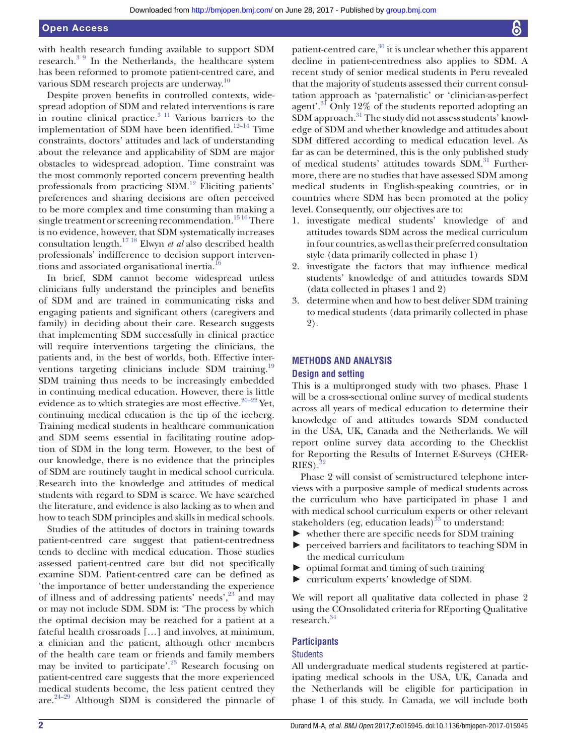with health research funding available to support SDM research.[3 9] In the Netherlands, the healthcare system has been reformed to promote patient-centred care, and various SDM research projects are underway.[10]

Despite proven benefits in controlled contexts, widespread adoption of SDM and related interventions is rare in routine clinical practice.[3 11] Various barriers to the implementation of SDM have been identified.[12–14] Time constraints, doctors' attitudes and lack of understanding about the relevance and applicability of SDM are major obstacles to widespread adoption. Time constraint was the most commonly reported concern preventing health professionals from practicing SDM.[12] Eliciting patients' preferences and sharing decisions are often perceived to be more complex and time consuming than making a single treatment or screening recommendation.[15 16] There is no evidence, however, that SDM systematically increases consultation length.[17 18] Elwyn *et al* also described health professionals' indifference to decision support interventions and associated organisational inertia.[16]

In brief, SDM cannot become widespread unless clinicians fully understand the principles and benefits of SDM and are trained in communicating risks and engaging patients and significant others (caregivers and family) in deciding about their care. Research suggests that implementing SDM successfully in clinical practice will require interventions targeting the clinicians, the patients and, in the best of worlds, both. Effective interventions targeting clinicians include SDM training.[19] SDM training thus needs to be increasingly embedded in continuing medical education. However, there is little evidence as to which strategies are most effective.[20–22] Yet, continuing medical education is the tip of the iceberg. Training medical students in healthcare communication and SDM seems essential in facilitating routine adoption of SDM in the long term. However, to the best of our knowledge, there is no evidence that the principles of SDM are routinely taught in medical school curricula. Research into the knowledge and attitudes of medical students with regard to SDM is scarce. We have searched the literature, and evidence is also lacking as to when and how to teach SDM principles and skills in medical schools.

Studies of the attitudes of doctors in training towards patient-centred care suggest that patient-centredness tends to decline with medical education. Those studies assessed patient-centred care but did not specifically examine SDM. Patient-centred care can be defined as 'the importance of better understanding the experience of illness and of addressing patients' needs',[23] and may or may not include SDM. SDM is: 'The process by which the optimal decision may be reached for a patient at a fateful health crossroads […] and involves, at minimum, a clinician and the patient, although other members of the health care team or friends and family members may be invited to participate'.[23] Research focusing on patient-centred care suggests that the more experienced medical students become, the less patient centred they are.[24–29] Although SDM is considered the pinnacle of patient-centred care,[30] it is unclear whether this apparent decline in patient-centredness also applies to SDM. A recent study of senior medical students in Peru revealed that the majority of students assessed their current consultation approach as 'paternalistic' or 'clinician-as-perfect agent'.[31] Only 12% of the students reported adopting an SDM approach.[31] The study did not assess students' knowledge of SDM and whether knowledge and attitudes about SDM differed according to medical education level. As far as can be determined, this is the only published study of medical students' attitudes towards SDM.[31] Furthermore, there are no studies that have assessed SDM among medical students in English-speaking countries, or in countries where SDM has been promoted at the policy level. Consequently, our objectives are to:

1. investigate medical students' knowledge of and attitudes towards SDM across the medical curriculum in four countries, as well as their preferred consultation style (data primarily collected in phase 1)
2. investigate the factors that may influence medical students' knowledge of and attitudes towards SDM (data collected in phases 1 and 2)
3. determine when and how to best deliver SDM training to medical students (data primarily collected in phase 2).

## METHODS AND ANALYSIS

### Design and setting

This is a multipronged study with two phases. Phase 1 will be a cross-sectional online survey of medical students across all years of medical education to determine their knowledge of and attitudes towards SDM conducted in the USA, UK, Canada and the Netherlands. We will report online survey data according to the Checklist for Reporting the Results of Internet E-Surveys (CHERRIES).[32]

Phase 2 will consist of semistructured telephone interviews with a purposive sample of medical students across the curriculum who have participated in phase 1 and with medical school curriculum experts or other relevant stakeholders (eg, education leads)[33] to understand:

- whether there are specific needs for SDM training
- perceived barriers and facilitators to teaching SDM in the medical curriculum
- optimal format and timing of such training
- curriculum experts' knowledge of SDM.

We will report all qualitative data collected in phase 2 using the COnsolidated criteria for REporting Qualitative research.[34]

### Participants

#### Students

All undergraduate medical students registered at participating medical schools in the USA, UK, Canada and the Netherlands will be eligible for participation in phase 1 of this study. In Canada, we will include both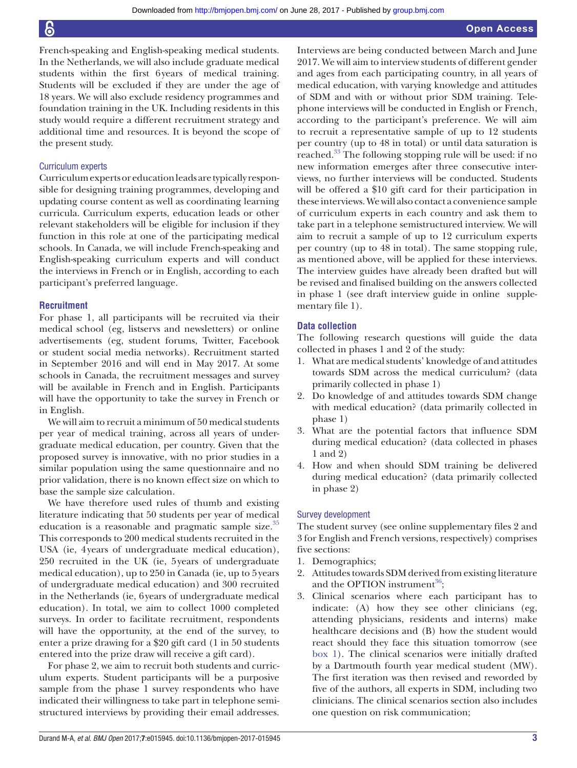French-speaking and English-speaking medical students. In the Netherlands, we will also include graduate medical students within the first 6 years of medical training. Students will be excluded if they are under the age of 18 years. We will also exclude residency programmes and foundation training in the UK. Including residents in this study would require a different recruitment strategy and additional time and resources. It is beyond the scope of the present study.

### Curriculum experts

Curriculum experts or education leads are typically responsible for designing training programmes, developing and updating course content as well as coordinating learning curricula. Curriculum experts, education leads or other relevant stakeholders will be eligible for inclusion if they function in this role at one of the participating medical schools. In Canada, we will include French-speaking and English-speaking curriculum experts and will conduct the interviews in French or in English, according to each participant's preferred language.

## Recruitment

For phase 1, all participants will be recruited via their medical school (eg, listservs and newsletters) or online advertisements (eg, student forums, Twitter, Facebook or student social media networks). Recruitment started in September 2016 and will end in May 2017. At some schools in Canada, the recruitment messages and survey will be available in French and in English. Participants will have the opportunity to take the survey in French or in English.

We will aim to recruit a minimum of 50 medical students per year of medical training, across all years of undergraduate medical education, per country. Given that the proposed survey is innovative, with no prior studies in a similar population using the same questionnaire and no prior validation, there is no known effect size on which to base the sample size calculation.

We have therefore used rules of thumb and existing literature indicating that 50 students per year of medical education is a reasonable and pragmatic sample size.[35] This corresponds to 200 medical students recruited in the USA (ie, 4 years of undergraduate medical education), 250 recruited in the UK (ie, 5 years of undergraduate medical education), up to 250 in Canada (ie, up to 5 years of undergraduate medical education) and 300 recruited in the Netherlands (ie, 6 years of undergraduate medical education). In total, we aim to collect 1000 completed surveys. In order to facilitate recruitment, respondents will have the opportunity, at the end of the survey, to enter a prize drawing for a $20 gift card (1 in 50 students entered into the prize draw will receive a gift card).

For phase 2, we aim to recruit both students and curriculum experts. Student participants will be a purposive sample from the phase 1 survey respondents who have indicated their willingness to take part in telephone semistructured interviews by providing their email addresses. Interviews are being conducted between March and June 2017. We will aim to interview students of different gender and ages from each participating country, in all years of medical education, with varying knowledge and attitudes of SDM and with or without prior SDM training. Telephone interviews will be conducted in English or French, according to the participant's preference. We will aim to recruit a representative sample of up to 12 students per country (up to 48 in total) or until data saturation is reached.[33] The following stopping rule will be used: if no new information emerges after three consecutive interviews, no further interviews will be conducted. Students will be offered a $10 gift card for their participation in these interviews. We will also contact a convenience sample of curriculum experts in each country and ask them to take part in a telephone semistructured interview. We will aim to recruit a sample of up to 12 curriculum experts per country (up to 48 in total). The same stopping rule, as mentioned above, will be applied for these interviews. The interview guides have already been drafted but will be revised and finalised building on the answers collected in phase 1 (see draft interview guide in online supplementary file 1).

## Data collection

The following research questions will guide the data collected in phases 1 and 2 of the study:

1. What are medical students' knowledge of and attitudes towards SDM across the medical curriculum? (data primarily collected in phase 1)
2. Do knowledge of and attitudes towards SDM change with medical education? (data primarily collected in phase 1)
3. What are the potential factors that influence SDM during medical education? (data collected in phases 1 and 2)
4. How and when should SDM training be delivered during medical education? (data primarily collected in phase 2)

### Survey development

The student survey (see online supplementary files 2 and 3 for English and French versions, respectively) comprises five sections:

1. Demographics;
2. Attitudes towards SDM derived from existing literature and the OPTION instrument[36];
3. Clinical scenarios where each participant has to indicate: (A) how they see other clinicians (eg, attending physicians, residents and interns) make healthcare decisions and (B) how the student would react should they face this situation tomorrow (see box 1). The clinical scenarios were initially drafted by a Dartmouth fourth year medical student (MW). The first iteration was then revised and reworded by five of the authors, all experts in SDM, including two clinicians. The clinical scenarios section also includes one question on risk communication;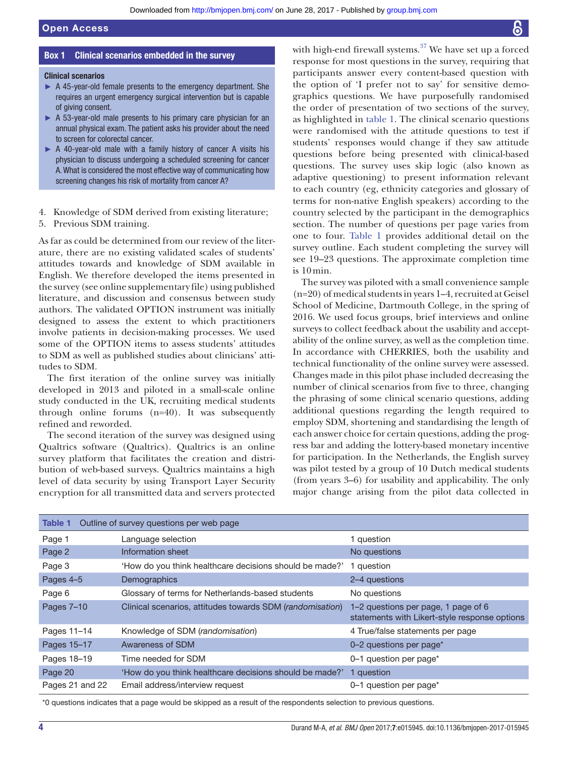**Box 1 Clinical scenarios embedded in the survey**

**Clinical scenarios**

- A 45-year-old female presents to the emergency department. She requires an urgent emergency surgical intervention but is capable of giving consent.
- A 53-year-old male presents to his primary care physician for an annual physical exam. The patient asks his provider about the need to screen for colorectal cancer.
- A 40-year-old male with a family history of cancer A visits his physician to discuss undergoing a scheduled screening for cancer A. What is considered the most effective way of communicating how screening changes his risk of mortality from cancer A?

4. Knowledge of SDM derived from existing literature;
5. Previous SDM training.

As far as could be determined from our review of the literature, there are no existing validated scales of students' attitudes towards and knowledge of SDM available in English. We therefore developed the items presented in the survey (see online supplementary file) using published literature, and discussion and consensus between study authors. The validated OPTION instrument was initially designed to assess the extent to which practitioners involve patients in decision-making processes. We used some of the OPTION items to assess students' attitudes to SDM as well as published studies about clinicians' attitudes to SDM.

The first iteration of the online survey was initially developed in 2013 and piloted in a small-scale online study conducted in the UK, recruiting medical students through online forums (n=40). It was subsequently refined and reworded.

The second iteration of the survey was designed using Qualtrics software (Qualtrics). Qualtrics is an online survey platform that facilitates the creation and distribution of web-based surveys. Qualtrics maintains a high level of data security by using Transport Layer Security encryption for all transmitted data and servers protected with high-end firewall systems.[37] We have set up a forced response for most questions in the survey, requiring that participants answer every content-based question with the option of 'I prefer not to say' for sensitive demographics questions. We have purposefully randomised the order of presentation of two sections of the survey, as highlighted in table 1. The clinical scenario questions were randomised with the attitude questions to test if students' responses would change if they saw attitude questions before being presented with clinical-based questions. The survey uses skip logic (also known as adaptive questioning) to present information relevant to each country (eg, ethnicity categories and glossary of terms for non-native English speakers) according to the country selected by the participant in the demographics section. The number of questions per page varies from one to four. Table 1 provides additional detail on the survey outline. Each student completing the survey will see 19–23 questions. The approximate completion time is 10 min.

The survey was piloted with a small convenience sample (n=20) of medical students in years 1–4, recruited at Geisel School of Medicine, Dartmouth College, in the spring of 2016. We used focus groups, brief interviews and online surveys to collect feedback about the usability and acceptability of the online survey, as well as the completion time. In accordance with CHERRIES, both the usability and technical functionality of the online survey were assessed. Changes made in this pilot phase included decreasing the number of clinical scenarios from five to three, changing the phrasing of some clinical scenario questions, adding additional questions regarding the length required to employ SDM, shortening and standardising the length of each answer choice for certain questions, adding the progress bar and adding the lottery-based monetary incentive for participation. In the Netherlands, the English survey was pilot tested by a group of 10 Dutch medical students (from years 3–6) for usability and applicability. The only major change arising from the pilot data collected in

**Table 1** Outline of survey questions per web page

| | | |
|---|---|---|
| Page 1 | Language selection | 1 question |
| Page 2 | Information sheet | No questions |
| Page 3 | 'How do you think healthcare decisions should be made?' | 1 question |
| Pages 4–5 | Demographics | 2–4 questions |
| Page 6 | Glossary of terms for Netherlands-based students | No questions |
| Pages 7–10 | Clinical scenarios, attitudes towards SDM (*randomisation*) | 1–2 questions per page, 1 page of 6 statements with Likert-style response options |
| Pages 11–14 | Knowledge of SDM (*randomisation*) | 4 True/false statements per page |
| Pages 15–17 | Awareness of SDM | 0–2 questions per page* |
| Pages 18–19 | Time needed for SDM | 0–1 question per page* |
| Page 20 | 'How do you think healthcare decisions should be made?' | 1 question |
| Pages 21 and 22 | Email address/interview request | 0–1 question per page* |

*0 questions indicates that a page would be skipped as a result of the respondents selection to previous questions.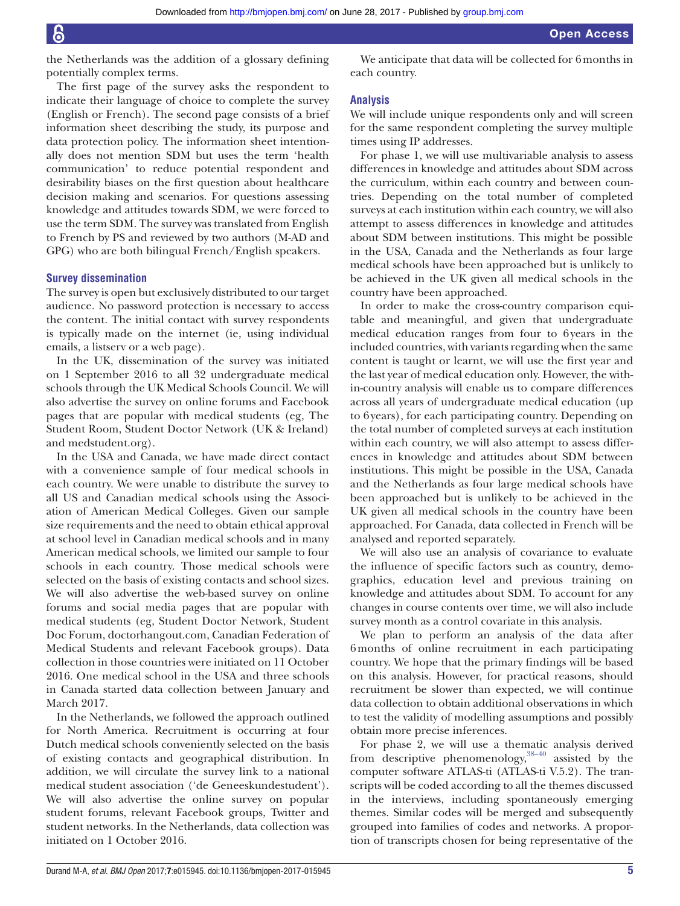the Netherlands was the addition of a glossary defining potentially complex terms.

The first page of the survey asks the respondent to indicate their language of choice to complete the survey (English or French). The second page consists of a brief information sheet describing the study, its purpose and data protection policy. The information sheet intentionally does not mention SDM but uses the term 'health communication' to reduce potential respondent and desirability biases on the first question about healthcare decision making and scenarios. For questions assessing knowledge and attitudes towards SDM, we were forced to use the term SDM. The survey was translated from English to French by PS and reviewed by two authors (M-AD and GPG) who are both bilingual French/English speakers.

### Survey dissemination

The survey is open but exclusively distributed to our target audience. No password protection is necessary to access the content. The initial contact with survey respondents is typically made on the internet (ie, using individual emails, a listserv or a web page).

In the UK, dissemination of the survey was initiated on 1 September 2016 to all 32 undergraduate medical schools through the UK Medical Schools Council. We will also advertise the survey on online forums and Facebook pages that are popular with medical students (eg, The Student Room, Student Doctor Network (UK & Ireland) and medstudent.org).

In the USA and Canada, we have made direct contact with a convenience sample of four medical schools in each country. We were unable to distribute the survey to all US and Canadian medical schools using the Association of American Medical Colleges. Given our sample size requirements and the need to obtain ethical approval at school level in Canadian medical schools and in many American medical schools, we limited our sample to four schools in each country. Those medical schools were selected on the basis of existing contacts and school sizes. We will also advertise the web-based survey on online forums and social media pages that are popular with medical students (eg, Student Doctor Network, Student Doc Forum, doctorhangout.com, Canadian Federation of Medical Students and relevant Facebook groups). Data collection in those countries were initiated on 11 October 2016. One medical school in the USA and three schools in Canada started data collection between January and March 2017.

In the Netherlands, we followed the approach outlined for North America. Recruitment is occurring at four Dutch medical schools conveniently selected on the basis of existing contacts and geographical distribution. In addition, we will circulate the survey link to a national medical student association ('de Geneeskundestudent'). We will also advertise the online survey on popular student forums, relevant Facebook groups, Twitter and student networks. In the Netherlands, data collection was initiated on 1 October 2016.

We anticipate that data will be collected for 6 months in each country.

### Analysis

We will include unique respondents only and will screen for the same respondent completing the survey multiple times using IP addresses.

For phase 1, we will use multivariable analysis to assess differences in knowledge and attitudes about SDM across the curriculum, within each country and between countries. Depending on the total number of completed surveys at each institution within each country, we will also attempt to assess differences in knowledge and attitudes about SDM between institutions. This might be possible in the USA, Canada and the Netherlands as four large medical schools have been approached but is unlikely to be achieved in the UK given all medical schools in the country have been approached.

In order to make the cross-country comparison equitable and meaningful, and given that undergraduate medical education ranges from four to 6 years in the included countries, with variants regarding when the same content is taught or learnt, we will use the first year and the last year of medical education only. However, the within-country analysis will enable us to compare differences across all years of undergraduate medical education (up to 6 years), for each participating country. Depending on the total number of completed surveys at each institution within each country, we will also attempt to assess differences in knowledge and attitudes about SDM between institutions. This might be possible in the USA, Canada and the Netherlands as four large medical schools have been approached but is unlikely to be achieved in the UK given all medical schools in the country have been approached. For Canada, data collected in French will be analysed and reported separately.

We will also use an analysis of covariance to evaluate the influence of specific factors such as country, demographics, education level and previous training on knowledge and attitudes about SDM. To account for any changes in course contents over time, we will also include survey month as a control covariate in this analysis.

We plan to perform an analysis of the data after 6 months of online recruitment in each participating country. We hope that the primary findings will be based on this analysis. However, for practical reasons, should recruitment be slower than expected, we will continue data collection to obtain additional observations in which to test the validity of modelling assumptions and possibly obtain more precise inferences.

For phase 2, we will use a thematic analysis derived from descriptive phenomenology,[38–40] assisted by the computer software ATLAS-ti (ATLAS-ti V.5.2). The transcripts will be coded according to all the themes discussed in the interviews, including spontaneously emerging themes. Similar codes will be merged and subsequently grouped into families of codes and networks. A proportion of transcripts chosen for being representative of the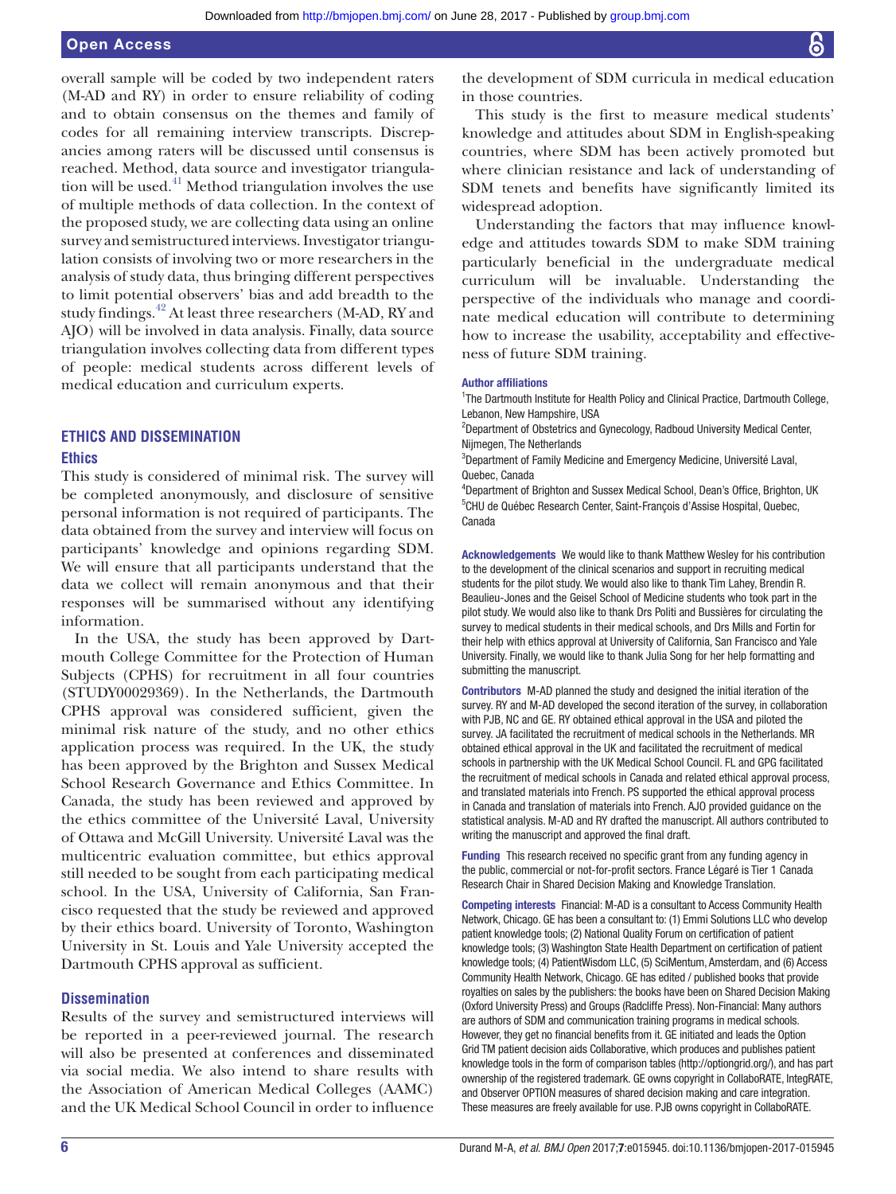overall sample will be coded by two independent raters (M-AD and RY) in order to ensure reliability of coding and to obtain consensus on the themes and family of codes for all remaining interview transcripts. Discrepancies among raters will be discussed until consensus is reached. Method, data source and investigator triangulation will be used.[41] Method triangulation involves the use of multiple methods of data collection. In the context of the proposed study, we are collecting data using an online survey and semistructured interviews. Investigator triangulation consists of involving two or more researchers in the analysis of study data, thus bringing different perspectives to limit potential observers' bias and add breadth to the study findings.[42] At least three researchers (M-AD, RY and AJO) will be involved in data analysis. Finally, data source triangulation involves collecting data from different types of people: medical students across different levels of medical education and curriculum experts.

## ETHICS AND DISSEMINATION

### Ethics

This study is considered of minimal risk. The survey will be completed anonymously, and disclosure of sensitive personal information is not required of participants. The data obtained from the survey and interview will focus on participants' knowledge and opinions regarding SDM. We will ensure that all participants understand that the data we collect will remain anonymous and that their responses will be summarised without any identifying information.

In the USA, the study has been approved by Dartmouth College Committee for the Protection of Human Subjects (CPHS) for recruitment in all four countries (STUDY00029369). In the Netherlands, the Dartmouth CPHS approval was considered sufficient, given the minimal risk nature of the study, and no other ethics application process was required. In the UK, the study has been approved by the Brighton and Sussex Medical School Research Governance and Ethics Committee. In Canada, the study has been reviewed and approved by the ethics committee of the Université Laval, University of Ottawa and McGill University. Université Laval was the multicentric evaluation committee, but ethics approval still needed to be sought from each participating medical school. In the USA, University of California, San Francisco requested that the study be reviewed and approved by their ethics board. University of Toronto, Washington University in St. Louis and Yale University accepted the Dartmouth CPHS approval as sufficient.

### Dissemination

Results of the survey and semistructured interviews will be reported in a peer-reviewed journal. The research will also be presented at conferences and disseminated via social media. We also intend to share results with the Association of American Medical Colleges (AAMC) and the UK Medical School Council in order to influence the development of SDM curricula in medical education in those countries.

This study is the first to measure medical students' knowledge and attitudes about SDM in English-speaking countries, where SDM has been actively promoted but where clinician resistance and lack of understanding of SDM tenets and benefits have significantly limited its widespread adoption.

Understanding the factors that may influence knowledge and attitudes towards SDM to make SDM training particularly beneficial in the undergraduate medical curriculum will be invaluable. Understanding the perspective of the individuals who manage and coordinate medical education will contribute to determining how to increase the usability, acceptability and effectiveness of future SDM training.

**Author affiliations**

[1]The Dartmouth Institute for Health Policy and Clinical Practice, Dartmouth College, Lebanon, New Hampshire, USA
[2]Department of Obstetrics and Gynecology, Radboud University Medical Center, Nijmegen, The Netherlands
[3]Department of Family Medicine and Emergency Medicine, Université Laval, Quebec, Canada
[4]Department of Brighton and Sussex Medical School, Dean's Office, Brighton, UK
[5]CHU de Québec Research Center, Saint-François d'Assise Hospital, Quebec, Canada

**Acknowledgements** We would like to thank Matthew Wesley for his contribution to the development of the clinical scenarios and support in recruiting medical students for the pilot study. We would also like to thank Tim Lahey, Brendin R. Beaulieu-Jones and the Geisel School of Medicine students who took part in the pilot study. We would also like to thank Drs Politi and Bussières for circulating the survey to medical students in their medical schools, and Drs Mills and Fortin for their help with ethics approval at University of California, San Francisco and Yale University. Finally, we would like to thank Julia Song for her help formatting and submitting the manuscript.

**Contributors** M-AD planned the study and designed the initial iteration of the survey. RY and M-AD developed the second iteration of the survey, in collaboration with PJB, NC and GE. RY obtained ethical approval in the USA and piloted the survey. JA facilitated the recruitment of medical schools in the Netherlands. MR obtained ethical approval in the UK and facilitated the recruitment of medical schools in partnership with the UK Medical School Council. FL and GPG facilitated the recruitment of medical schools in Canada and related ethical approval process, and translated materials into French. PS supported the ethical approval process in Canada and translation of materials into French. AJO provided guidance on the statistical analysis. M-AD and RY drafted the manuscript. All authors contributed to writing the manuscript and approved the final draft.

**Funding** This research received no specific grant from any funding agency in the public, commercial or not-for-profit sectors. France Légaré is Tier 1 Canada Research Chair in Shared Decision Making and Knowledge Translation.

**Competing interests** Financial: M-AD is a consultant to Access Community Health Network, Chicago. GE has been a consultant to: (1) Emmi Solutions LLC who develop patient knowledge tools; (2) National Quality Forum on certification of patient knowledge tools; (3) Washington State Health Department on certification of patient knowledge tools; (4) PatientWisdom LLC, (5) SciMentum, Amsterdam, and (6) Access Community Health Network, Chicago. GE has edited / published books that provide royalties on sales by the publishers: the books have been on Shared Decision Making (Oxford University Press) and Groups (Radcliffe Press). Non-Financial: Many authors are authors of SDM and communication training programs in medical schools. However, they get no financial benefits from it. GE initiated and leads the Option Grid TM patient decision aids Collaborative, which produces and publishes patient knowledge tools in the form of comparison tables (http://optiongrid.org/), and has part ownership of the registered trademark. GE owns copyright in CollaboRATE, IntegRATE, and Observer OPTION measures of shared decision making and care integration. These measures are freely available for use. PJB owns copyright in CollaboRATE.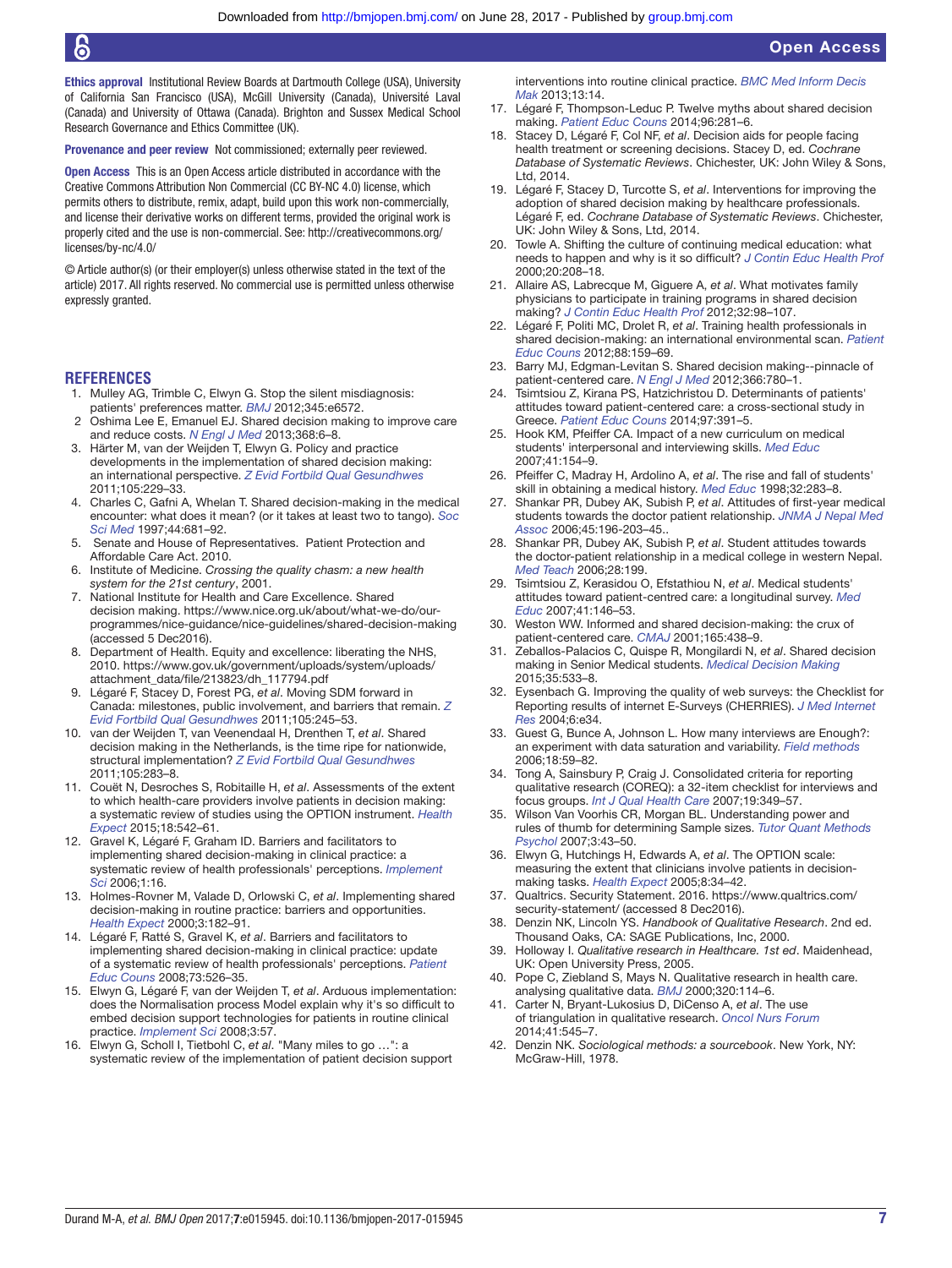**Ethics approval** Institutional Review Boards at Dartmouth College (USA), University of California San Francisco (USA), McGill University (Canada), Université Laval (Canada) and University of Ottawa (Canada). Brighton and Sussex Medical School Research Governance and Ethics Committee (UK).

**Provenance and peer review** Not commissioned; externally peer reviewed.

**Open Access** This is an Open Access article distributed in accordance with the Creative Commons Attribution Non Commercial (CC BY-NC 4.0) license, which permits others to distribute, remix, adapt, build upon this work non-commercially, and license their derivative works on different terms, provided the original work is properly cited and the use is non-commercial. See: http://creativecommons.org/licenses/by-nc/4.0/

© Article author(s) (or their employer(s) unless otherwise stated in the text of the article) 2017. All rights reserved. No commercial use is permitted unless otherwise expressly granted.

## REFERENCES

1. Mulley AG, Trimble C, Elwyn G. Stop the silent misdiagnosis: patients' preferences matter. *BMJ* 2012;345:e6572.
2. Oshima Lee E, Emanuel EJ. Shared decision making to improve care and reduce costs. *N Engl J Med* 2013;368:6–8.
3. Härter M, van der Weijden T, Elwyn G. Policy and practice developments in the implementation of shared decision making: an international perspective. *Z Evid Fortbild Qual Gesundhwes* 2011;105:229–33.
4. Charles C, Gafni A, Whelan T. Shared decision-making in the medical encounter: what does it mean? (or it takes at least two to tango). *Soc Sci Med* 1997;44:681–92.
5. Senate and House of Representatives. Patient Protection and Affordable Care Act. 2010.
6. Institute of Medicine. *Crossing the quality chasm: a new health system for the 21st century*, 2001.
7. National Institute for Health and Care Excellence. Shared decision making. https://www.nice.org.uk/about/what-we-do/our-programmes/nice-guidance/nice-guidelines/shared-decision-making (accessed 5 Dec2016).
8. Department of Health. Equity and excellence: liberating the NHS, 2010. https://www.gov.uk/government/uploads/system/uploads/attachment_data/file/213823/dh_117794.pdf
9. Légaré F, Stacey D, Forest PG, *et al*. Moving SDM forward in Canada: milestones, public involvement, and barriers that remain. *Z Evid Fortbild Qual Gesundhwes* 2011;105:245–53.
10. van der Weijden T, van Veenendaal H, Drenthen T, *et al*. Shared decision making in the Netherlands, is the time ripe for nationwide, structural implementation? *Z Evid Fortbild Qual Gesundhwes* 2011;105:283–8.
11. Couët N, Desroches S, Robitaille H, *et al*. Assessments of the extent to which health-care providers involve patients in decision making: a systematic review of studies using the OPTION instrument. *Health Expect* 2015;18:542–61.
12. Gravel K, Légaré F, Graham ID. Barriers and facilitators to implementing shared decision-making in clinical practice: a systematic review of health professionals' perceptions. *Implement Sci* 2006;1:16.
13. Holmes-Rovner M, Valade D, Orlowski C, *et al*. Implementing shared decision-making in routine practice: barriers and opportunities. *Health Expect* 2000;3:182–91.
14. Légaré F, Ratté S, Gravel K, *et al*. Barriers and facilitators to implementing shared decision-making in clinical practice: update of a systematic review of health professionals' perceptions. *Patient Educ Couns* 2008;73:526–35.
15. Elwyn G, Légaré F, van der Weijden T, *et al*. Arduous implementation: does the Normalisation process Model explain why it's so difficult to embed decision support technologies for patients in routine clinical practice. *Implement Sci* 2008;3:57.
16. Elwyn G, Scholl I, Tietbohl C, *et al*. "Many miles to go …": a systematic review of the implementation of patient decision support interventions into routine clinical practice. *BMC Med Inform Decis Mak* 2013;13:14.
17. Légaré F, Thompson-Leduc P. Twelve myths about shared decision making. *Patient Educ Couns* 2014;96:281–6.
18. Stacey D, Légaré F, Col NF, *et al*. Decision aids for people facing health treatment or screening decisions. Stacey D, ed. *Cochrane Database of Systematic Reviews*. Chichester, UK: John Wiley & Sons, Ltd, 2014.
19. Légaré F, Stacey D, Turcotte S, *et al*. Interventions for improving the adoption of shared decision making by healthcare professionals. Légaré F, ed. *Cochrane Database of Systematic Reviews*. Chichester, UK: John Wiley & Sons, Ltd, 2014.
20. Towle A. Shifting the culture of continuing medical education: what needs to happen and why is it so difficult? *J Contin Educ Health Prof* 2000;20:208–18.
21. Allaire AS, Labrecque M, Giguere A, *et al*. What motivates family physicians to participate in training programs in shared decision making? *J Contin Educ Health Prof* 2012;32:98–107.
22. Légaré F, Politi MC, Drolet R, *et al*. Training health professionals in shared decision-making: an international environmental scan. *Patient Educ Couns* 2012;88:159–69.
23. Barry MJ, Edgman-Levitan S. Shared decision making--pinnacle of patient-centered care. *N Engl J Med* 2012;366:780–1.
24. Tsimtsiou Z, Kirana PS, Hatzichristou D. Determinants of patients' attitudes toward patient-centered care: a cross-sectional study in Greece. *Patient Educ Couns* 2014;97:391–5.
25. Hook KM, Pfeiffer CA. Impact of a new curriculum on medical students' interpersonal and interviewing skills. *Med Educ* 2007;41:154–9.
26. Pfeiffer C, Madray H, Ardolino A, *et al*. The rise and fall of students' skill in obtaining a medical history. *Med Educ* 1998;32:283–8.
27. Shankar PR, Dubey AK, Subish P, *et al*. Attitudes of first-year medical students towards the doctor patient relationship. *JNMA J Nepal Med Assoc* 2006;45:196-203–45..
28. Shankar PR, Dubey AK, Subish P, *et al*. Student attitudes towards the doctor-patient relationship in a medical college in western Nepal. *Med Teach* 2006;28:199.
29. Tsimtsiou Z, Kerasidou O, Efstathiou N, *et al*. Medical students' attitudes toward patient-centred care: a longitudinal survey. *Med Educ* 2007;41:146–53.
30. Weston WW. Informed and shared decision-making: the crux of patient-centered care. *CMAJ* 2001;165:438–9.
31. Zeballos-Palacios C, Quispe R, Mongilardi N, *et al*. Shared decision making in Senior Medical students. *Medical Decision Making* 2015;35:533–8.
32. Eysenbach G. Improving the quality of web surveys: the Checklist for Reporting results of internet E-Surveys (CHERRIES). *J Med Internet Res* 2004;6:e34.
33. Guest G, Bunce A, Johnson L. How many interviews are Enough?: an experiment with data saturation and variability. *Field methods* 2006;18:59–82.
34. Tong A, Sainsbury P, Craig J. Consolidated criteria for reporting qualitative research (COREQ): a 32-item checklist for interviews and focus groups. *Int J Qual Health Care* 2007;19:349–57.
35. Wilson Van Voorhis CR, Morgan BL. Understanding power and rules of thumb for determining Sample sizes. *Tutor Quant Methods Psychol* 2007;3:43–50.
36. Elwyn G, Hutchings H, Edwards A, *et al*. The OPTION scale: measuring the extent that clinicians involve patients in decision-making tasks. *Health Expect* 2005;8:34–42.
37. Qualtrics. Security Statement. 2016. https://www.qualtrics.com/security-statement/ (accessed 8 Dec2016).
38. Denzin NK, Lincoln YS. *Handbook of Qualitative Research*. 2nd ed. Thousand Oaks, CA: SAGE Publications, Inc, 2000.
39. Holloway I. *Qualitative research in Healthcare. 1st ed*. Maidenhead, UK: Open University Press, 2005.
40. Pope C, Ziebland S, Mays N. Qualitative research in health care. analysing qualitative data. *BMJ* 2000;320:114–6.
41. Carter N, Bryant-Lukosius D, DiCenso A, *et al*. The use of triangulation in qualitative research. *Oncol Nurs Forum* 2014;41:545–7.
42. Denzin NK. *Sociological methods: a sourcebook*. New York, NY: McGraw-Hill, 1978.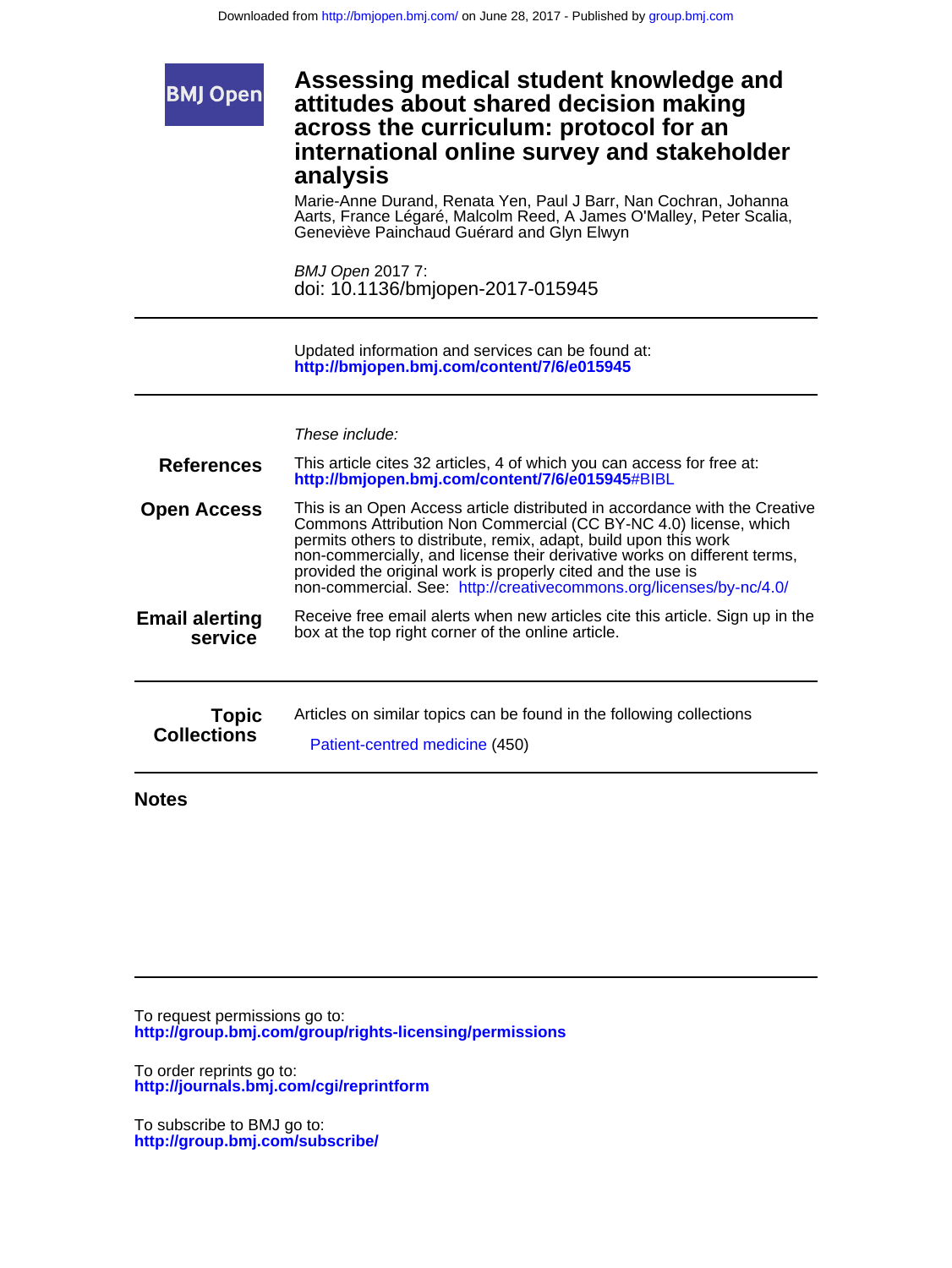Downloaded from http://bmjopen.bmj.com/ on June 28, 2017 - Published by group.bmj.com

BMJ Open

# Assessing medical student knowledge and attitudes about shared decision making across the curriculum: protocol for an international online survey and stakeholder analysis

Marie-Anne Durand, Renata Yen, Paul J Barr, Nan Cochran, Johanna Aarts, France Légaré, Malcolm Reed, A James O'Malley, Peter Scalia, Geneviève Painchaud Guérard and Glyn Elwyn

*BMJ Open* 2017 7:
doi: 10.1136/bmjopen-2017-015945

Updated information and services can be found at:
**http://bmjopen.bmj.com/content/7/6/e015945**

*These include:*

**References**
This article cites 32 articles, 4 of which you can access for free at:
**http://bmjopen.bmj.com/content/7/6/e015945**#BIBL

**Open Access**
This is an Open Access article distributed in accordance with the Creative Commons Attribution Non Commercial (CC BY-NC 4.0) license, which permits others to distribute, remix, adapt, build upon this work non-commercially, and license their derivative works on different terms, provided the original work is properly cited and the use is non-commercial. See: http://creativecommons.org/licenses/by-nc/4.0/

**Email alerting service**
Receive free email alerts when new articles cite this article. Sign up in the box at the top right corner of the online article.

**Topic Collections**
Articles on similar topics can be found in the following collections

Patient-centred medicine (450)

## Notes

To request permissions go to:
**http://group.bmj.com/group/rights-licensing/permissions**

To order reprints go to:
**http://journals.bmj.com/cgi/reprintform**

To subscribe to BMJ go to:
**http://group.bmj.com/subscribe/**